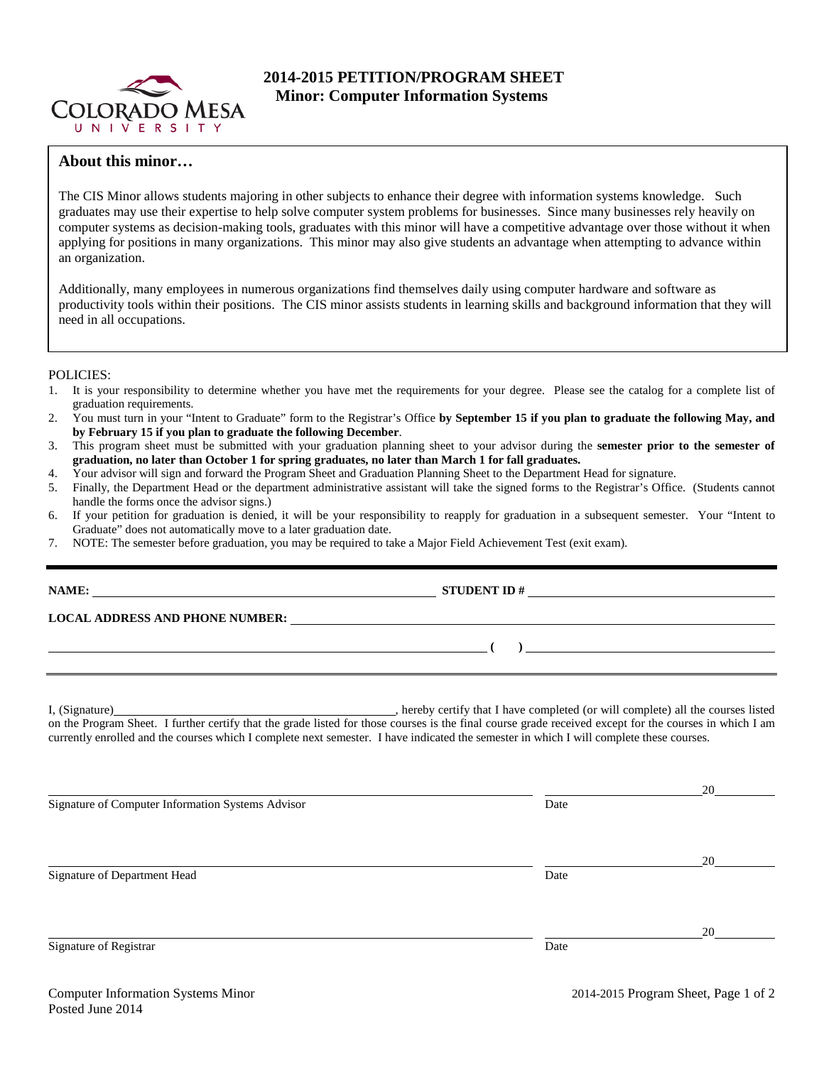# 2014-2015 PETITION/PROGRAM SHEET
## Minor: Computer Information Systems

### About this minor…

The CIS Minor allows students majoring in other subjects to enhance their degree with information systems knowledge. Such graduates may use their expertise to help solve computer system problems for businesses. Since many businesses rely heavily on computer systems as decision-making tools, graduates with this minor will have a competitive advantage over those without it when applying for positions in many organizations. This minor may also give students an advantage when attempting to advance within an organization.

Additionally, many employees in numerous organizations find themselves daily using computer hardware and software as productivity tools within their positions. The CIS minor assists students in learning skills and background information that they will need in all occupations.

POLICIES:

1. It is your responsibility to determine whether you have met the requirements for your degree. Please see the catalog for a complete list of graduation requirements.
2. You must turn in your "Intent to Graduate" form to the Registrar's Office **by September 15 if you plan to graduate the following May, and by February 15 if you plan to graduate the following December**.
3. This program sheet must be submitted with your graduation planning sheet to your advisor during the **semester prior to the semester of graduation, no later than October 1 for spring graduates, no later than March 1 for fall graduates.**
4. Your advisor will sign and forward the Program Sheet and Graduation Planning Sheet to the Department Head for signature.
5. Finally, the Department Head or the department administrative assistant will take the signed forms to the Registrar's Office. (Students cannot handle the forms once the advisor signs.)
6. If your petition for graduation is denied, it will be your responsibility to reapply for graduation in a subsequent semester. Your "Intent to Graduate" does not automatically move to a later graduation date.
7. NOTE: The semester before graduation, you may be required to take a Major Field Achievement Test (exit exam).

**NAME:** ______________________________ **STUDENT ID #** ______________________________

**LOCAL ADDRESS AND PHONE NUMBER:** ______________________________

______________________________ **( )** ______________________________

I, (Signature)______________________________, hereby certify that I have completed (or will complete) all the courses listed on the Program Sheet. I further certify that the grade listed for those courses is the final course grade received except for the courses in which I am currently enrolled and the courses which I complete next semester. I have indicated the semester in which I will complete these courses.

______________________________ ____________________20________
Signature of Computer Information Systems Advisor Date

______________________________ ____________________20________
Signature of Department Head Date

______________________________ ____________________20________
Signature of Registrar Date

Computer Information Systems Minor
Posted June 2014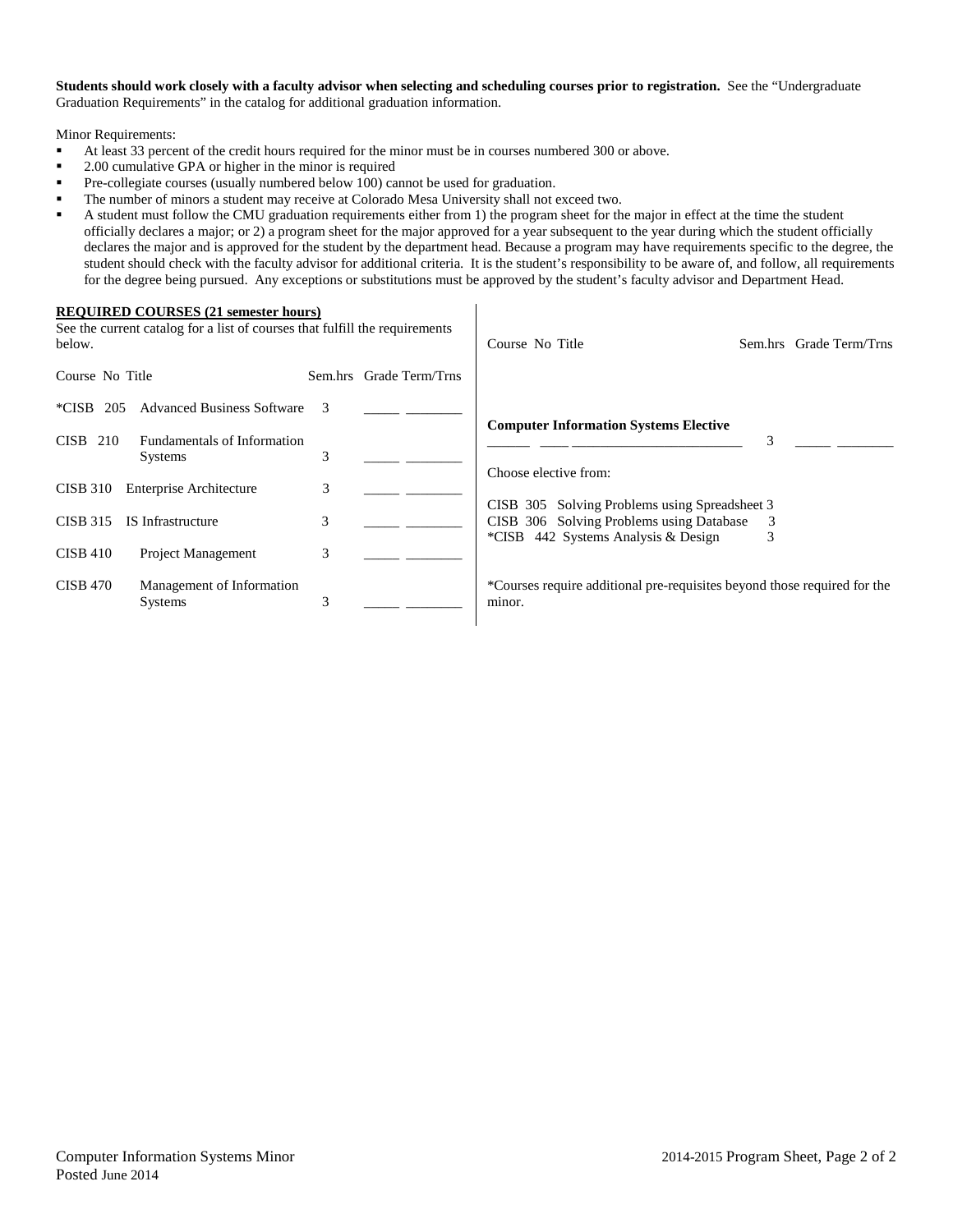**Students should work closely with a faculty advisor when selecting and scheduling courses prior to registration.** See the "Undergraduate Graduation Requirements" in the catalog for additional graduation information.

Minor Requirements:

- At least 33 percent of the credit hours required for the minor must be in courses numbered 300 or above.
- 2.00 cumulative GPA or higher in the minor is required
- Pre-collegiate courses (usually numbered below 100) cannot be used for graduation.
- The number of minors a student may receive at Colorado Mesa University shall not exceed two.
- A student must follow the CMU graduation requirements either from 1) the program sheet for the major in effect at the time the student officially declares a major; or 2) a program sheet for the major approved for a year subsequent to the year during which the student officially declares the major and is approved for the student by the department head. Because a program may have requirements specific to the degree, the student should check with the faculty advisor for additional criteria. It is the student's responsibility to be aware of, and follow, all requirements for the degree being pursued. Any exceptions or substitutions must be approved by the student's faculty advisor and Department Head.

**REQUIRED COURSES (21 semester hours)**

See the current catalog for a list of courses that fulfill the requirements below.

| Course No | Title | Sem.hrs | Grade | Term/Trns |
|---|---|---|---|---|
| *CISB 205 | Advanced Business Software | 3 | _____ | ________ |
| CISB 210 | Fundamentals of Information Systems | 3 | _____ | ________ |
| CISB 310 | Enterprise Architecture | 3 | _____ | ________ |
| CISB 315 | IS Infrastructure | 3 | _____ | ________ |
| CISB 410 | Project Management | 3 | _____ | ________ |
| CISB 470 | Management of Information Systems | 3 | _____ | ________ |

| Course No | Title | Sem.hrs | Grade | Term/Trns |
|---|---|---|---|---|
| **Computer Information Systems Elective** | | | | |
| ______ ____ | ________________________ | 3 | _____ | ________ |

Choose elective from:

CISB 305 Solving Problems using Spreadsheet 3
CISB 306 Solving Problems using Database 3
*CISB 442 Systems Analysis & Design 3

*Courses require additional pre-requisites beyond those required for the minor.

Computer Information Systems Minor
Posted June 2014